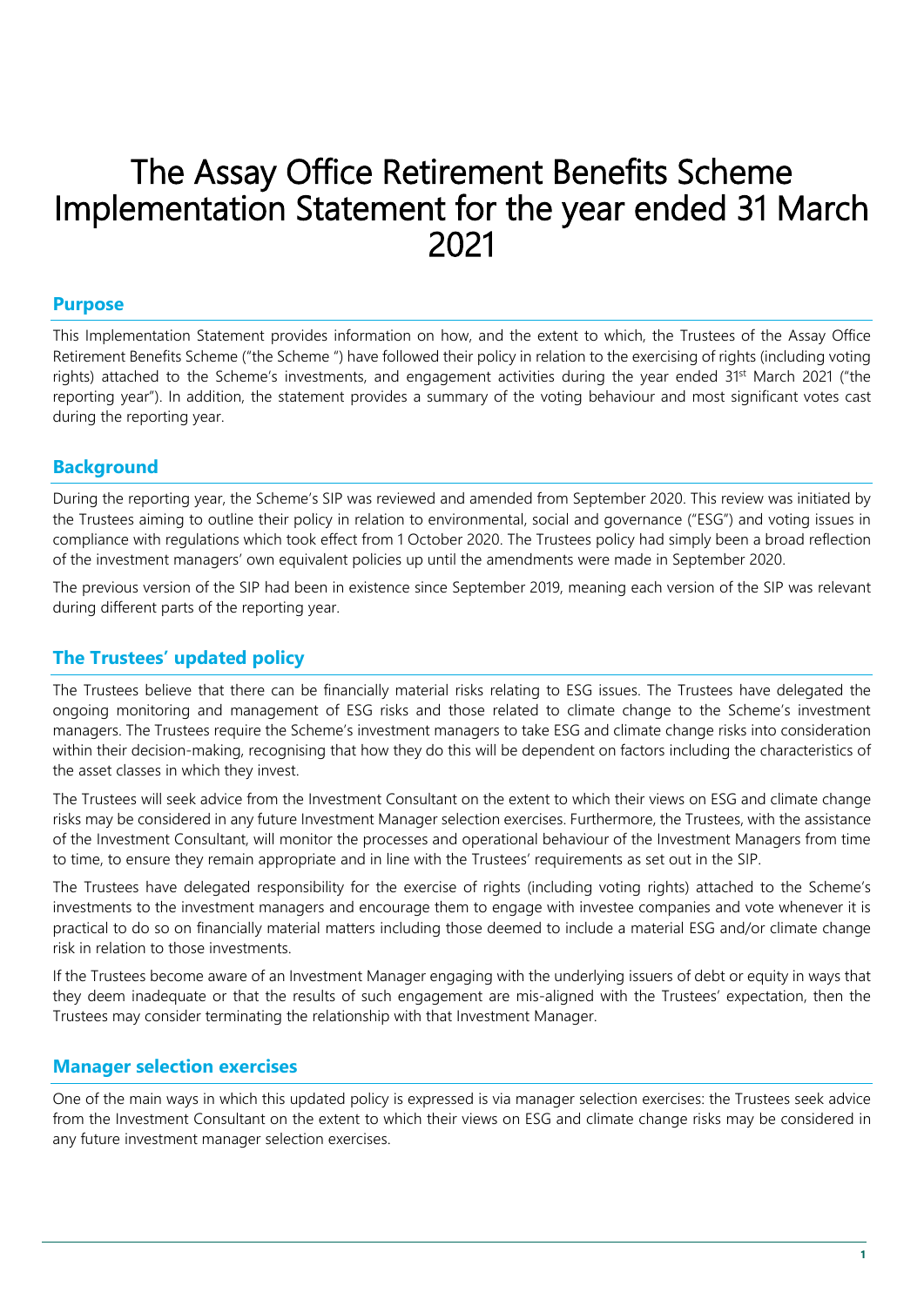# The Assay Office Retirement Benefits Scheme Implementation Statement for the year ended 31 March 2021

## Purpose

This Implementation Statement provides information on how, and the extent to which, the Trustees of the Assay Office Retirement Benefits Scheme ("the Scheme ") have followed their policy in relation to the exercising of rights (including voting rights) attached to the Scheme's investments, and engagement activities during the year ended 31st March 2021 ("the reporting year"). In addition, the statement provides a summary of the voting behaviour and most significant votes cast during the reporting year.

## Background

During the reporting year, the Scheme's SIP was reviewed and amended from September 2020. This review was initiated by the Trustees aiming to outline their policy in relation to environmental, social and governance ("ESG") and voting issues in compliance with regulations which took effect from 1 October 2020. The Trustees policy had simply been a broad reflection of the investment managers' own equivalent policies up until the amendments were made in September 2020.

The previous version of the SIP had been in existence since September 2019, meaning each version of the SIP was relevant during different parts of the reporting year.

## The Trustees' updated policy

The Trustees believe that there can be financially material risks relating to ESG issues. The Trustees have delegated the ongoing monitoring and management of ESG risks and those related to climate change to the Scheme's investment managers. The Trustees require the Scheme's investment managers to take ESG and climate change risks into consideration within their decision-making, recognising that how they do this will be dependent on factors including the characteristics of the asset classes in which they invest.

The Trustees will seek advice from the Investment Consultant on the extent to which their views on ESG and climate change risks may be considered in any future Investment Manager selection exercises. Furthermore, the Trustees, with the assistance of the Investment Consultant, will monitor the processes and operational behaviour of the Investment Managers from time to time, to ensure they remain appropriate and in line with the Trustees' requirements as set out in the SIP.

The Trustees have delegated responsibility for the exercise of rights (including voting rights) attached to the Scheme's investments to the investment managers and encourage them to engage with investee companies and vote whenever it is practical to do so on financially material matters including those deemed to include a material ESG and/or climate change risk in relation to those investments.

If the Trustees become aware of an Investment Manager engaging with the underlying issuers of debt or equity in ways that they deem inadequate or that the results of such engagement are mis-aligned with the Trustees' expectation, then the Trustees may consider terminating the relationship with that Investment Manager.

## Manager selection exercises

One of the main ways in which this updated policy is expressed is via manager selection exercises: the Trustees seek advice from the Investment Consultant on the extent to which their views on ESG and climate change risks may be considered in any future investment manager selection exercises.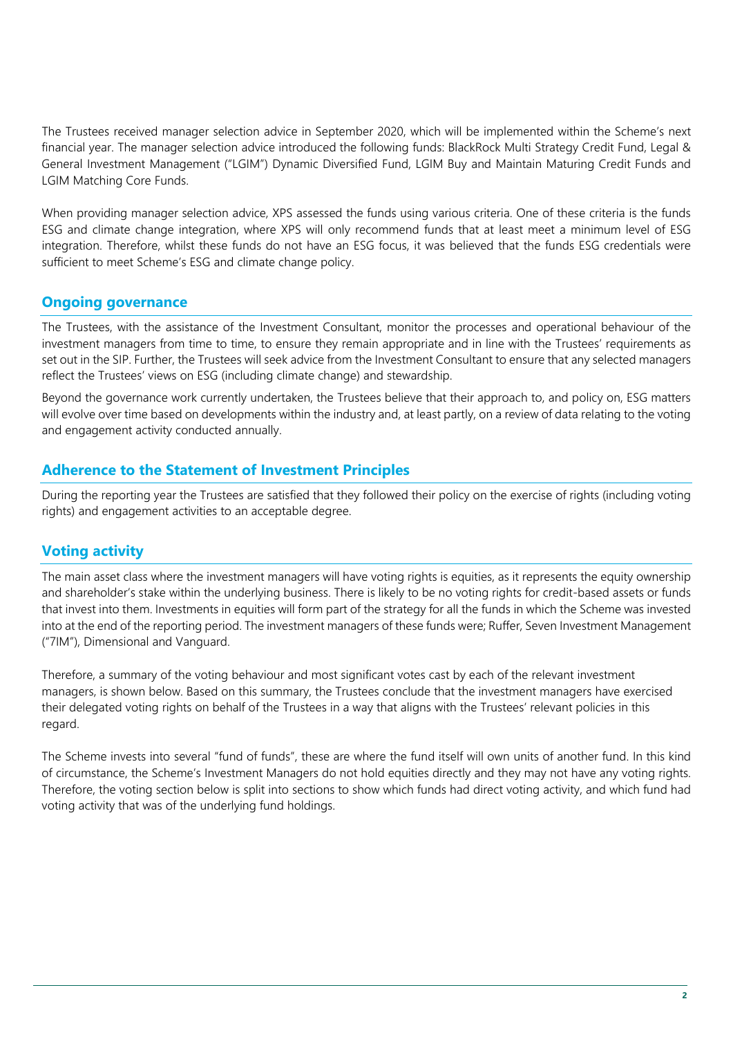The Trustees received manager selection advice in September 2020, which will be implemented within the Scheme's next financial year. The manager selection advice introduced the following funds: BlackRock Multi Strategy Credit Fund, Legal & General Investment Management ("LGIM") Dynamic Diversified Fund, LGIM Buy and Maintain Maturing Credit Funds and LGIM Matching Core Funds.

When providing manager selection advice, XPS assessed the funds using various criteria. One of these criteria is the funds ESG and climate change integration, where XPS will only recommend funds that at least meet a minimum level of ESG integration. Therefore, whilst these funds do not have an ESG focus, it was believed that the funds ESG credentials were sufficient to meet Scheme's ESG and climate change policy.

## Ongoing governance

The Trustees, with the assistance of the Investment Consultant, monitor the processes and operational behaviour of the investment managers from time to time, to ensure they remain appropriate and in line with the Trustees' requirements as set out in the SIP. Further, the Trustees will seek advice from the Investment Consultant to ensure that any selected managers reflect the Trustees' views on ESG (including climate change) and stewardship.

Beyond the governance work currently undertaken, the Trustees believe that their approach to, and policy on, ESG matters will evolve over time based on developments within the industry and, at least partly, on a review of data relating to the voting and engagement activity conducted annually.

## Adherence to the Statement of Investment Principles

During the reporting year the Trustees are satisfied that they followed their policy on the exercise of rights (including voting rights) and engagement activities to an acceptable degree.

## Voting activity

The main asset class where the investment managers will have voting rights is equities, as it represents the equity ownership and shareholder's stake within the underlying business. There is likely to be no voting rights for credit-based assets or funds that invest into them. Investments in equities will form part of the strategy for all the funds in which the Scheme was invested into at the end of the reporting period. The investment managers of these funds were; Ruffer, Seven Investment Management ("7IM"), Dimensional and Vanguard.

Therefore, a summary of the voting behaviour and most significant votes cast by each of the relevant investment managers, is shown below. Based on this summary, the Trustees conclude that the investment managers have exercised their delegated voting rights on behalf of the Trustees in a way that aligns with the Trustees' relevant policies in this regard.

The Scheme invests into several "fund of funds", these are where the fund itself will own units of another fund. In this kind of circumstance, the Scheme's Investment Managers do not hold equities directly and they may not have any voting rights. Therefore, the voting section below is split into sections to show which funds had direct voting activity, and which fund had voting activity that was of the underlying fund holdings.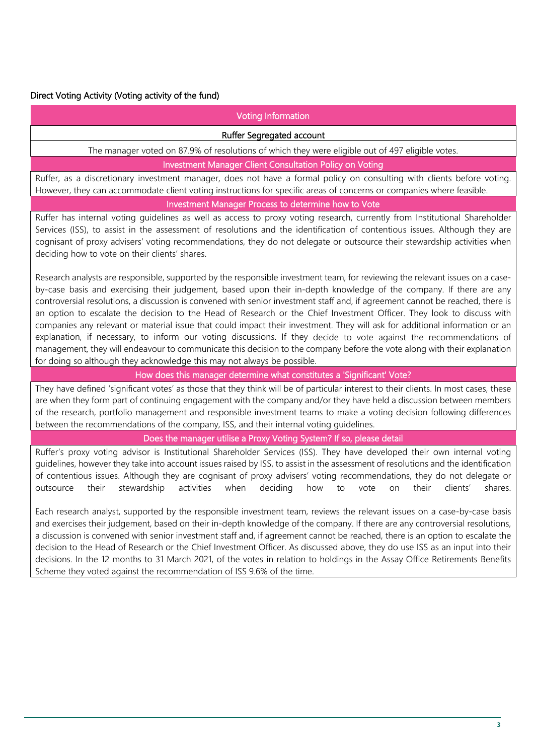Direct Voting Activity (Voting activity of the fund)

## Voting Information

### Ruffer Segregated account

The manager voted on 87.9% of resolutions of which they were eligible out of 497 eligible votes.

### Investment Manager Client Consultation Policy on Voting

Ruffer, as a discretionary investment manager, does not have a formal policy on consulting with clients before voting. However, they can accommodate client voting instructions for specific areas of concerns or companies where feasible.

### Investment Manager Process to determine how to Vote

Ruffer has internal voting guidelines as well as access to proxy voting research, currently from Institutional Shareholder Services (ISS), to assist in the assessment of resolutions and the identification of contentious issues. Although they are cognisant of proxy advisers' voting recommendations, they do not delegate or outsource their stewardship activities when deciding how to vote on their clients' shares.

Research analysts are responsible, supported by the responsible investment team, for reviewing the relevant issues on a case-by-case basis and exercising their judgement, based upon their in-depth knowledge of the company. If there are any controversial resolutions, a discussion is convened with senior investment staff and, if agreement cannot be reached, there is an option to escalate the decision to the Head of Research or the Chief Investment Officer. They look to discuss with companies any relevant or material issue that could impact their investment. They will ask for additional information or an explanation, if necessary, to inform our voting discussions. If they decide to vote against the recommendations of management, they will endeavour to communicate this decision to the company before the vote along with their explanation for doing so although they acknowledge this may not always be possible.

### How does this manager determine what constitutes a 'Significant' Vote?

They have defined 'significant votes' as those that they think will be of particular interest to their clients. In most cases, these are when they form part of continuing engagement with the company and/or they have held a discussion between members of the research, portfolio management and responsible investment teams to make a voting decision following differences between the recommendations of the company, ISS, and their internal voting guidelines.

### Does the manager utilise a Proxy Voting System? If so, please detail

Ruffer's proxy voting advisor is Institutional Shareholder Services (ISS). They have developed their own internal voting guidelines, however they take into account issues raised by ISS, to assist in the assessment of resolutions and the identification of contentious issues. Although they are cognisant of proxy advisers' voting recommendations, they do not delegate or outsource their stewardship activities when deciding how to vote on their clients' shares.

Each research analyst, supported by the responsible investment team, reviews the relevant issues on a case-by-case basis and exercises their judgement, based on their in-depth knowledge of the company. If there are any controversial resolutions, a discussion is convened with senior investment staff and, if agreement cannot be reached, there is an option to escalate the decision to the Head of Research or the Chief Investment Officer. As discussed above, they do use ISS as an input into their decisions. In the 12 months to 31 March 2021, of the votes in relation to holdings in the Assay Office Retirements Benefits Scheme they voted against the recommendation of ISS 9.6% of the time.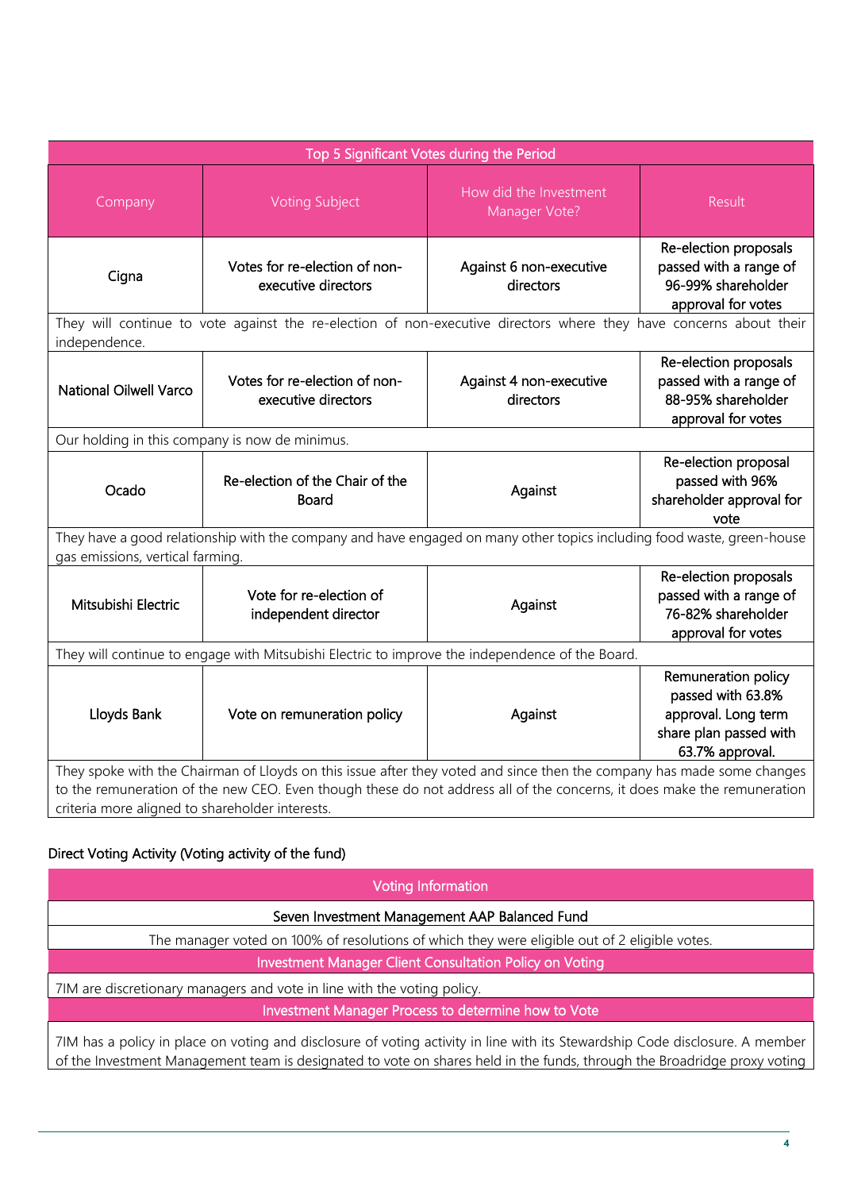| Top 5 Significant Votes during the Period | | | |
|---|---|---|---|
| Company | Voting Subject | How did the Investment Manager Vote? | Result |
| Cigna | Votes for re-election of non-executive directors | Against 6 non-executive directors | Re-election proposals passed with a range of 96-99% shareholder approval for votes |
| They will continue to vote against the re-election of non-executive directors where they have concerns about their independence. | | | |
| National Oilwell Varco | Votes for re-election of non-executive directors | Against 4 non-executive directors | Re-election proposals passed with a range of 88-95% shareholder approval for votes |
| Our holding in this company is now de minimus. | | | |
| Ocado | Re-election of the Chair of the Board | Against | Re-election proposal passed with 96% shareholder approval for vote |
| They have a good relationship with the company and have engaged on many other topics including food waste, green-house gas emissions, vertical farming. | | | |
| Mitsubishi Electric | Vote for re-election of independent director | Against | Re-election proposals passed with a range of 76-82% shareholder approval for votes |
| They will continue to engage with Mitsubishi Electric to improve the independence of the Board. | | | |
| Lloyds Bank | Vote on remuneration policy | Against | Remuneration policy passed with 63.8% approval. Long term share plan passed with 63.7% approval. |
| They spoke with the Chairman of Lloyds on this issue after they voted and since then the company has made some changes to the remuneration of the new CEO. Even though these do not address all of the concerns, it does make the remuneration criteria more aligned to shareholder interests. | | | |

Direct Voting Activity (Voting activity of the fund)

| Voting Information |
|---|
| Seven Investment Management AAP Balanced Fund |
| The manager voted on 100% of resolutions of which they were eligible out of 2 eligible votes. |
| **Investment Manager Client Consultation Policy on Voting** |
| 7IM are discretionary managers and vote in line with the voting policy. |
| **Investment Manager Process to determine how to Vote** |
| 7IM has a policy in place on voting and disclosure of voting activity in line with its Stewardship Code disclosure. A member of the Investment Management team is designated to vote on shares held in the funds, through the Broadridge proxy voting |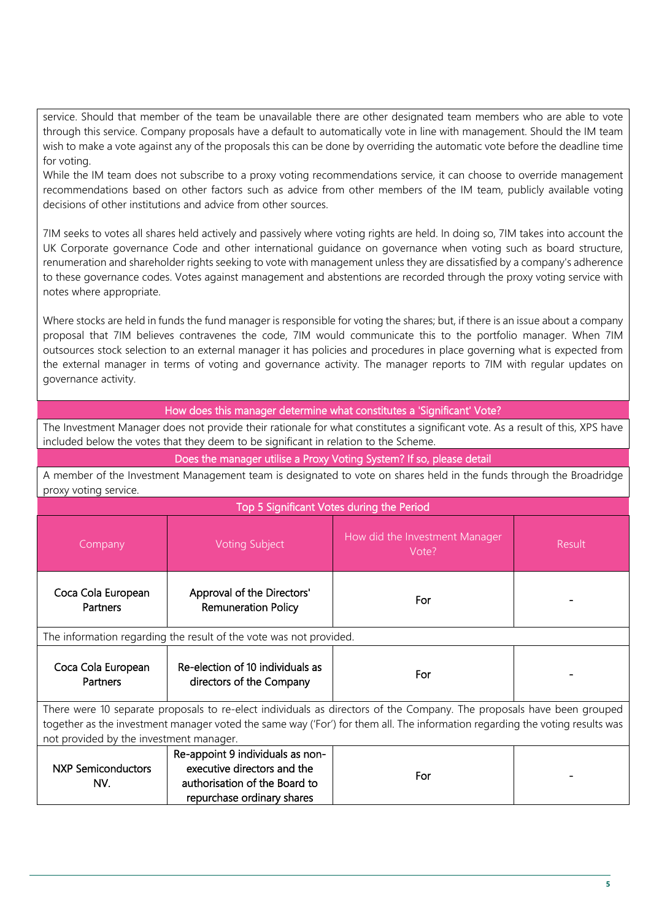service. Should that member of the team be unavailable there are other designated team members who are able to vote through this service. Company proposals have a default to automatically vote in line with management. Should the IM team wish to make a vote against any of the proposals this can be done by overriding the automatic vote before the deadline time for voting.
While the IM team does not subscribe to a proxy voting recommendations service, it can choose to override management recommendations based on other factors such as advice from other members of the IM team, publicly available voting decisions of other institutions and advice from other sources.

7IM seeks to votes all shares held actively and passively where voting rights are held. In doing so, 7IM takes into account the UK Corporate governance Code and other international guidance on governance when voting such as board structure, renumeration and shareholder rights seeking to vote with management unless they are dissatisfied by a company's adherence to these governance codes. Votes against management and abstentions are recorded through the proxy voting service with notes where appropriate.

Where stocks are held in funds the fund manager is responsible for voting the shares; but, if there is an issue about a company proposal that 7IM believes contravenes the code, 7IM would communicate this to the portfolio manager. When 7IM outsources stock selection to an external manager it has policies and procedures in place governing what is expected from the external manager in terms of voting and governance activity. The manager reports to 7IM with regular updates on governance activity.

## How does this manager determine what constitutes a 'Significant' Vote?

The Investment Manager does not provide their rationale for what constitutes a significant vote. As a result of this, XPS have included below the votes that they deem to be significant in relation to the Scheme.

## Does the manager utilise a Proxy Voting System? If so, please detail

A member of the Investment Management team is designated to vote on shares held in the funds through the Broadridge proxy voting service.

## Top 5 Significant Votes during the Period

| Company | Voting Subject | How did the Investment Manager Vote? | Result |
|---|---|---|---|
| Coca Cola European Partners | Approval of the Directors' Remuneration Policy | For | - |
| The information regarding the result of the vote was not provided. | | | |
| Coca Cola European Partners | Re-election of 10 individuals as directors of the Company | For | - |
| There were 10 separate proposals to re-elect individuals as directors of the Company. The proposals have been grouped together as the investment manager voted the same way ('For') for them all. The information regarding the voting results was not provided by the investment manager. | | | |
| NXP Semiconductors NV. | Re-appoint 9 individuals as non-executive directors and the authorisation of the Board to repurchase ordinary shares | For | - |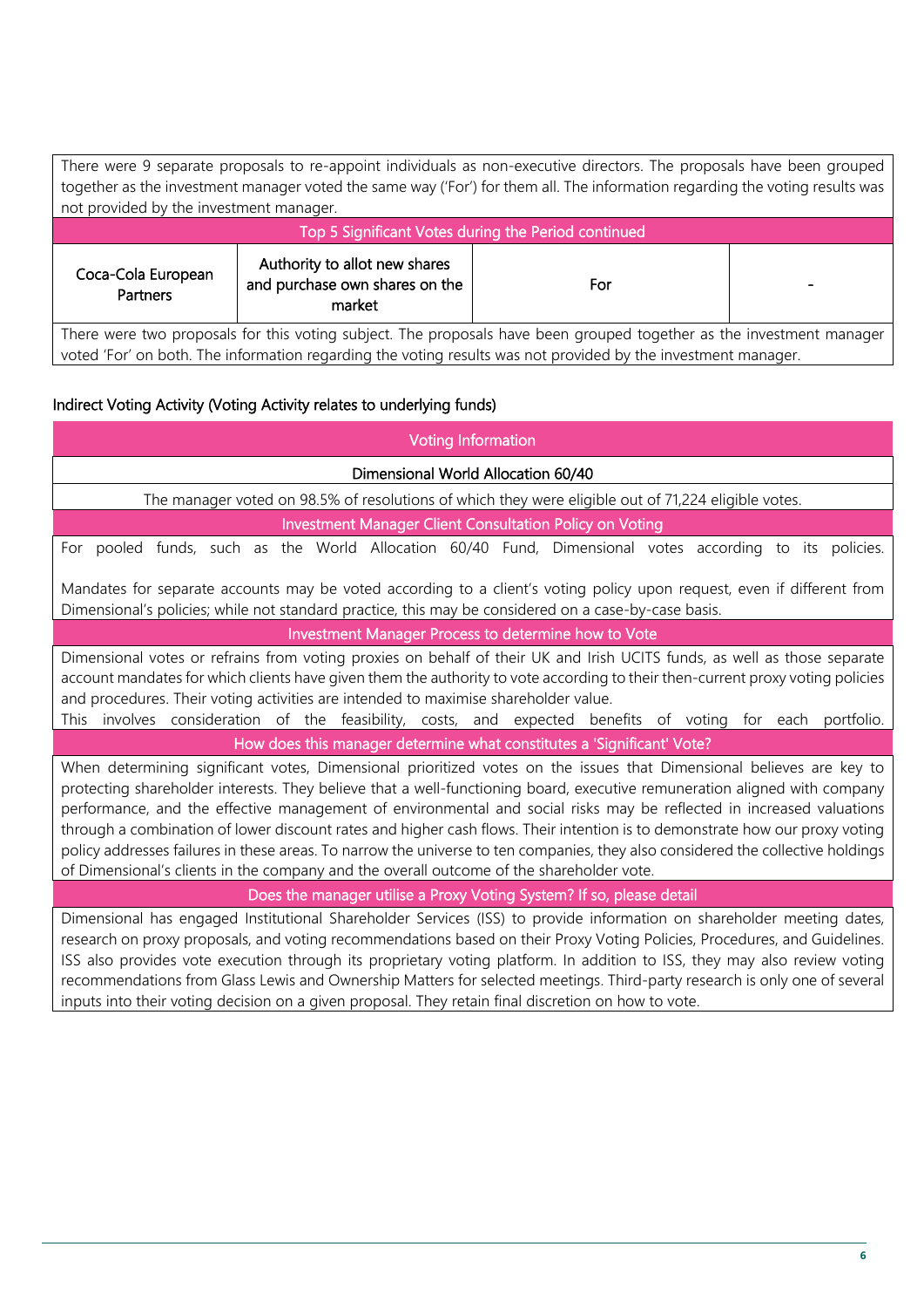There were 9 separate proposals to re-appoint individuals as non-executive directors. The proposals have been grouped together as the investment manager voted the same way ('For') for them all. The information regarding the voting results was not provided by the investment manager.

| Top 5 Significant Votes during the Period continued | | | |
|---|---|---|---|
| Coca-Cola European Partners | Authority to allot new shares and purchase own shares on the market | For | - |

There were two proposals for this voting subject. The proposals have been grouped together as the investment manager voted 'For' on both. The information regarding the voting results was not provided by the investment manager.

## Indirect Voting Activity (Voting Activity relates to underlying funds)

| Voting Information |
|---|
| **Dimensional World Allocation 60/40** |
| The manager voted on 98.5% of resolutions of which they were eligible out of 71,224 eligible votes. |
| **Investment Manager Client Consultation Policy on Voting** |
| For pooled funds, such as the World Allocation 60/40 Fund, Dimensional votes according to its policies.<br><br>Mandates for separate accounts may be voted according to a client's voting policy upon request, even if different from Dimensional's policies; while not standard practice, this may be considered on a case-by-case basis. |
| **Investment Manager Process to determine how to Vote** |
| Dimensional votes or refrains from voting proxies on behalf of their UK and Irish UCITS funds, as well as those separate account mandates for which clients have given them the authority to vote according to their then-current proxy voting policies and procedures. Their voting activities are intended to maximise shareholder value.<br>This involves consideration of the feasibility, costs, and expected benefits of voting for each portfolio. |
| **How does this manager determine what constitutes a 'Significant' Vote?** |
| When determining significant votes, Dimensional prioritized votes on the issues that Dimensional believes are key to protecting shareholder interests. They believe that a well-functioning board, executive remuneration aligned with company performance, and the effective management of environmental and social risks may be reflected in increased valuations through a combination of lower discount rates and higher cash flows. Their intention is to demonstrate how our proxy voting policy addresses failures in these areas. To narrow the universe to ten companies, they also considered the collective holdings of Dimensional's clients in the company and the overall outcome of the shareholder vote. |
| **Does the manager utilise a Proxy Voting System? If so, please detail** |
| Dimensional has engaged Institutional Shareholder Services (ISS) to provide information on shareholder meeting dates, research on proxy proposals, and voting recommendations based on their Proxy Voting Policies, Procedures, and Guidelines. ISS also provides vote execution through its proprietary voting platform. In addition to ISS, they may also review voting recommendations from Glass Lewis and Ownership Matters for selected meetings. Third-party research is only one of several inputs into their voting decision on a given proposal. They retain final discretion on how to vote. |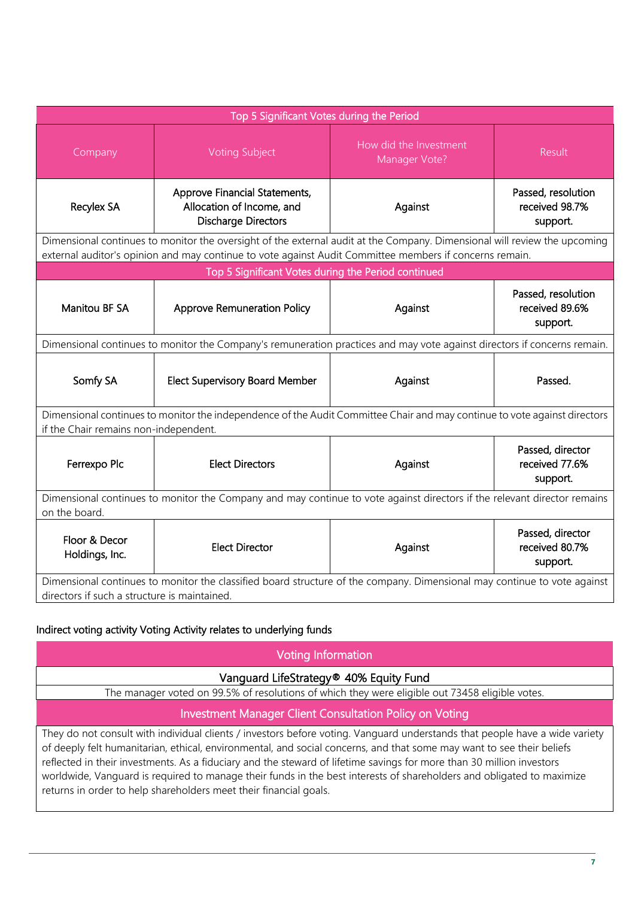| Top 5 Significant Votes during the Period | | | |
|---|---|---|---|
| Company | Voting Subject | How did the Investment Manager Vote? | Result |
| Recylex SA | Approve Financial Statements, Allocation of Income, and Discharge Directors | Against | Passed, resolution received 98.7% support. |
| Dimensional continues to monitor the oversight of the external audit at the Company. Dimensional will review the upcoming external auditor's opinion and may continue to vote against Audit Committee members if concerns remain. | | | |
| **Top 5 Significant Votes during the Period continued** | | | |
| Manitou BF SA | Approve Remuneration Policy | Against | Passed, resolution received 89.6% support. |
| Dimensional continues to monitor the Company's remuneration practices and may vote against directors if concerns remain. | | | |
| Somfy SA | Elect Supervisory Board Member | Against | Passed. |
| Dimensional continues to monitor the independence of the Audit Committee Chair and may continue to vote against directors if the Chair remains non-independent. | | | |
| Ferrexpo Plc | Elect Directors | Against | Passed, director received 77.6% support. |
| Dimensional continues to monitor the Company and may continue to vote against directors if the relevant director remains on the board. | | | |
| Floor & Decor Holdings, Inc. | Elect Director | Against | Passed, director received 80.7% support. |
| Dimensional continues to monitor the classified board structure of the company. Dimensional may continue to vote against directors if such a structure is maintained. | | | |

Indirect voting activity Voting Activity relates to underlying funds

| Voting Information |
|---|
| Vanguard LifeStrategy® 40% Equity Fund |
| The manager voted on 99.5% of resolutions of which they were eligible out 73458 eligible votes. |
| **Investment Manager Client Consultation Policy on Voting** |
| They do not consult with individual clients / investors before voting. Vanguard understands that people have a wide variety of deeply felt humanitarian, ethical, environmental, and social concerns, and that some may want to see their beliefs reflected in their investments. As a fiduciary and the steward of lifetime savings for more than 30 million investors worldwide, Vanguard is required to manage their funds in the best interests of shareholders and obligated to maximize returns in order to help shareholders meet their financial goals. |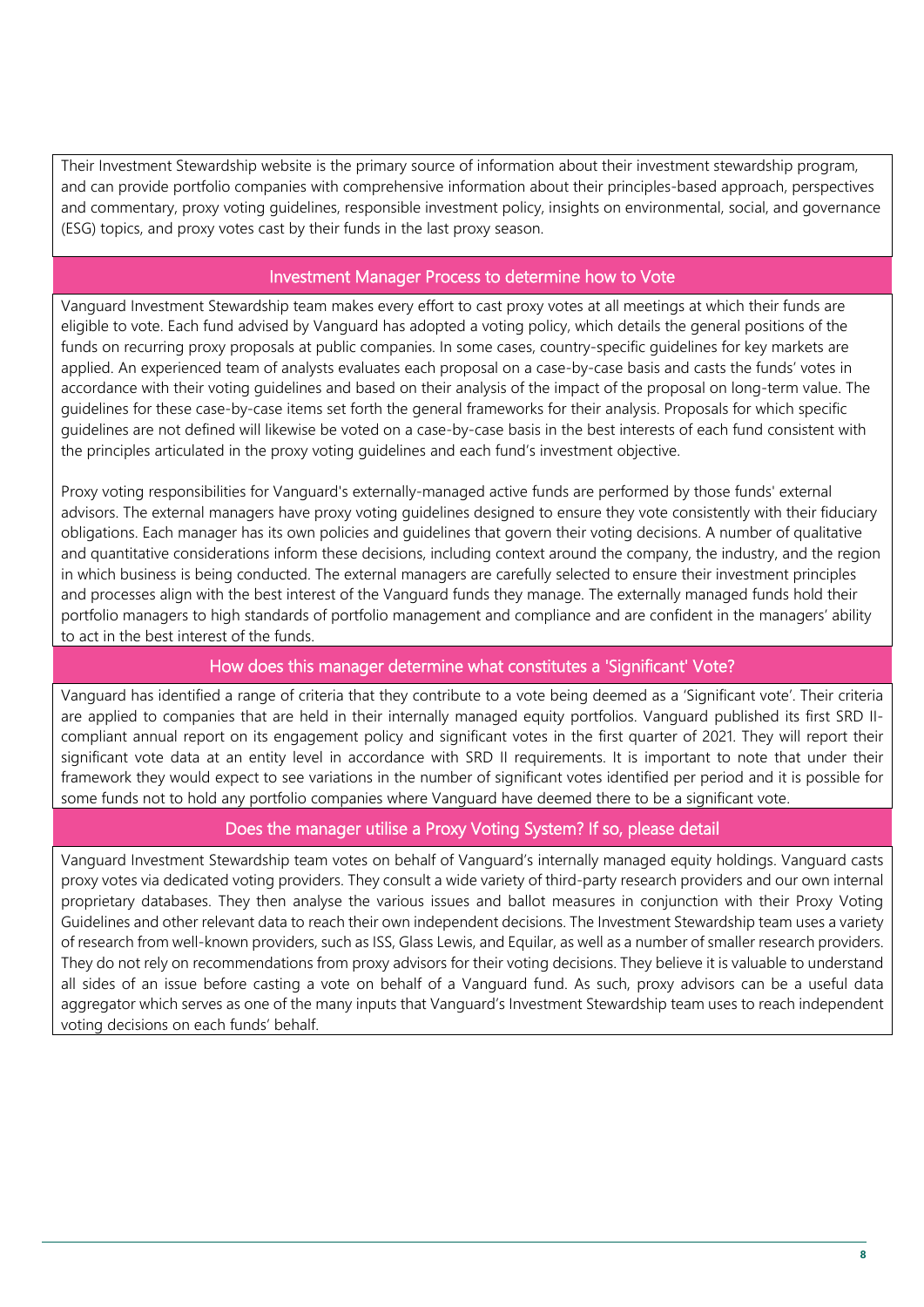Their Investment Stewardship website is the primary source of information about their investment stewardship program, and can provide portfolio companies with comprehensive information about their principles-based approach, perspectives and commentary, proxy voting guidelines, responsible investment policy, insights on environmental, social, and governance (ESG) topics, and proxy votes cast by their funds in the last proxy season.

## Investment Manager Process to determine how to Vote

Vanguard Investment Stewardship team makes every effort to cast proxy votes at all meetings at which their funds are eligible to vote. Each fund advised by Vanguard has adopted a voting policy, which details the general positions of the funds on recurring proxy proposals at public companies. In some cases, country-specific guidelines for key markets are applied. An experienced team of analysts evaluates each proposal on a case-by-case basis and casts the funds' votes in accordance with their voting guidelines and based on their analysis of the impact of the proposal on long-term value. The guidelines for these case-by-case items set forth the general frameworks for their analysis. Proposals for which specific guidelines are not defined will likewise be voted on a case-by-case basis in the best interests of each fund consistent with the principles articulated in the proxy voting guidelines and each fund's investment objective.

Proxy voting responsibilities for Vanguard's externally-managed active funds are performed by those funds' external advisors. The external managers have proxy voting guidelines designed to ensure they vote consistently with their fiduciary obligations. Each manager has its own policies and guidelines that govern their voting decisions. A number of qualitative and quantitative considerations inform these decisions, including context around the company, the industry, and the region in which business is being conducted. The external managers are carefully selected to ensure their investment principles and processes align with the best interest of the Vanguard funds they manage. The externally managed funds hold their portfolio managers to high standards of portfolio management and compliance and are confident in the managers' ability to act in the best interest of the funds.

## How does this manager determine what constitutes a 'Significant' Vote?

Vanguard has identified a range of criteria that they contribute to a vote being deemed as a 'Significant vote'. Their criteria are applied to companies that are held in their internally managed equity portfolios. Vanguard published its first SRD II-compliant annual report on its engagement policy and significant votes in the first quarter of 2021. They will report their significant vote data at an entity level in accordance with SRD II requirements. It is important to note that under their framework they would expect to see variations in the number of significant votes identified per period and it is possible for some funds not to hold any portfolio companies where Vanguard have deemed there to be a significant vote.

## Does the manager utilise a Proxy Voting System? If so, please detail

Vanguard Investment Stewardship team votes on behalf of Vanguard's internally managed equity holdings. Vanguard casts proxy votes via dedicated voting providers. They consult a wide variety of third-party research providers and our own internal proprietary databases. They then analyse the various issues and ballot measures in conjunction with their Proxy Voting Guidelines and other relevant data to reach their own independent decisions. The Investment Stewardship team uses a variety of research from well-known providers, such as ISS, Glass Lewis, and Equilar, as well as a number of smaller research providers. They do not rely on recommendations from proxy advisors for their voting decisions. They believe it is valuable to understand all sides of an issue before casting a vote on behalf of a Vanguard fund. As such, proxy advisors can be a useful data aggregator which serves as one of the many inputs that Vanguard's Investment Stewardship team uses to reach independent voting decisions on each funds' behalf.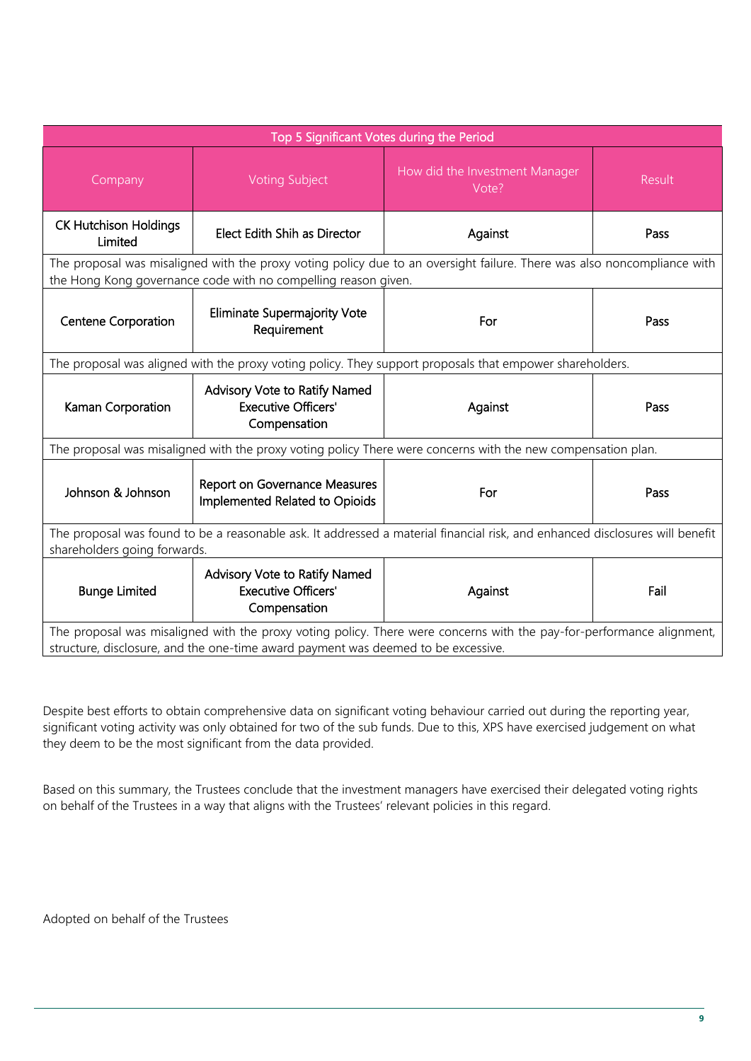| Top 5 Significant Votes during the Period | | | |
|---|---|---|---|
| Company | Voting Subject | How did the Investment Manager Vote? | Result |
| CK Hutchison Holdings Limited | Elect Edith Shih as Director | Against | Pass |
| The proposal was misaligned with the proxy voting policy due to an oversight failure. There was also noncompliance with the Hong Kong governance code with no compelling reason given. | | | |
| Centene Corporation | Eliminate Supermajority Vote Requirement | For | Pass |
| The proposal was aligned with the proxy voting policy. They support proposals that empower shareholders. | | | |
| Kaman Corporation | Advisory Vote to Ratify Named Executive Officers' Compensation | Against | Pass |
| The proposal was misaligned with the proxy voting policy There were concerns with the new compensation plan. | | | |
| Johnson & Johnson | Report on Governance Measures Implemented Related to Opioids | For | Pass |
| The proposal was found to be a reasonable ask. It addressed a material financial risk, and enhanced disclosures will benefit shareholders going forwards. | | | |
| Bunge Limited | Advisory Vote to Ratify Named Executive Officers' Compensation | Against | Fail |
| The proposal was misaligned with the proxy voting policy. There were concerns with the pay-for-performance alignment, structure, disclosure, and the one-time award payment was deemed to be excessive. | | | |

Despite best efforts to obtain comprehensive data on significant voting behaviour carried out during the reporting year, significant voting activity was only obtained for two of the sub funds. Due to this, XPS have exercised judgement on what they deem to be the most significant from the data provided.

Based on this summary, the Trustees conclude that the investment managers have exercised their delegated voting rights on behalf of the Trustees in a way that aligns with the Trustees' relevant policies in this regard.

Adopted on behalf of the Trustees